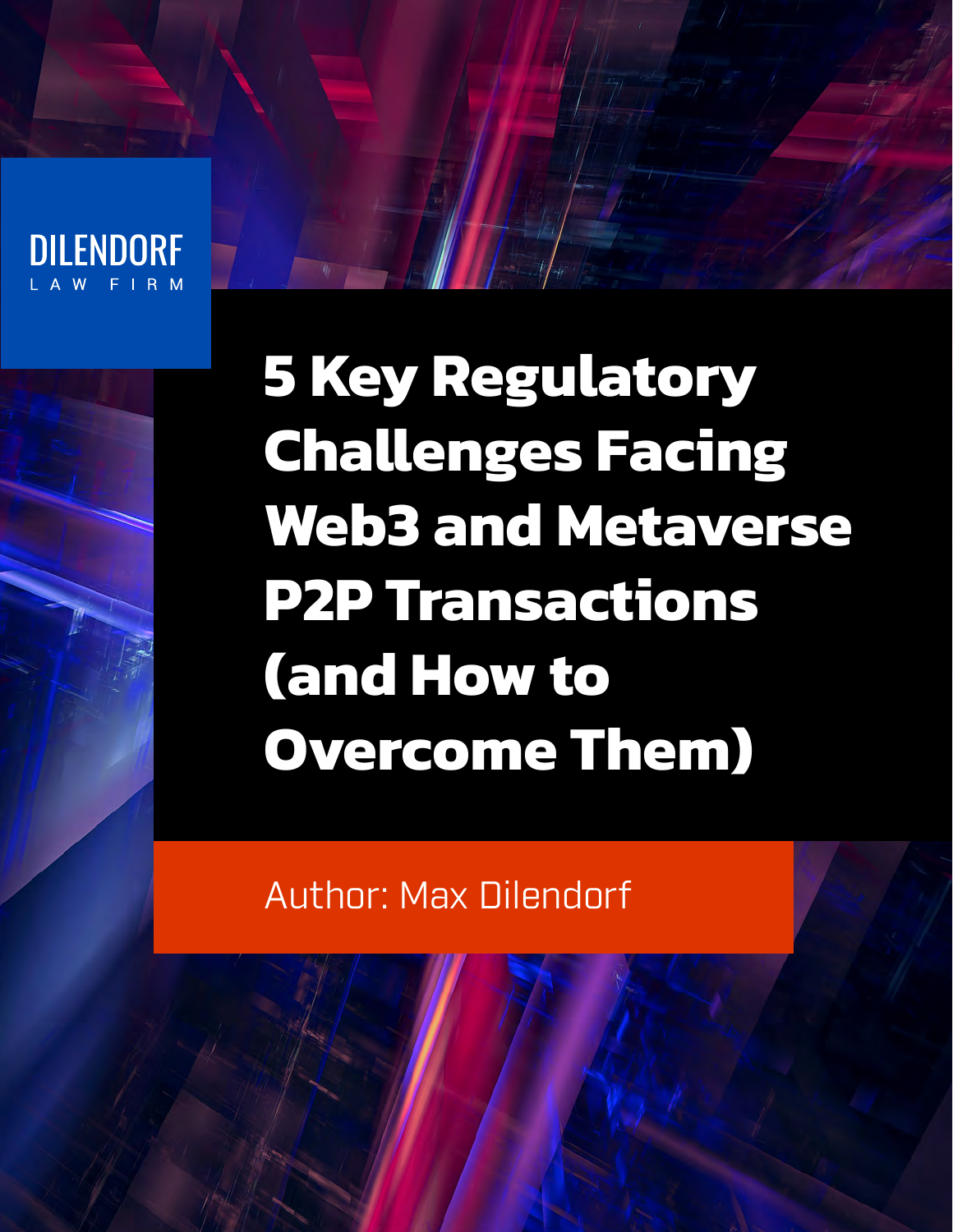DILENDORF
LAW FIRM

# 5 Key Regulatory Challenges Facing Web3 and Metaverse P2P Transactions (and How to Overcome Them)

Author: Max Dilendorf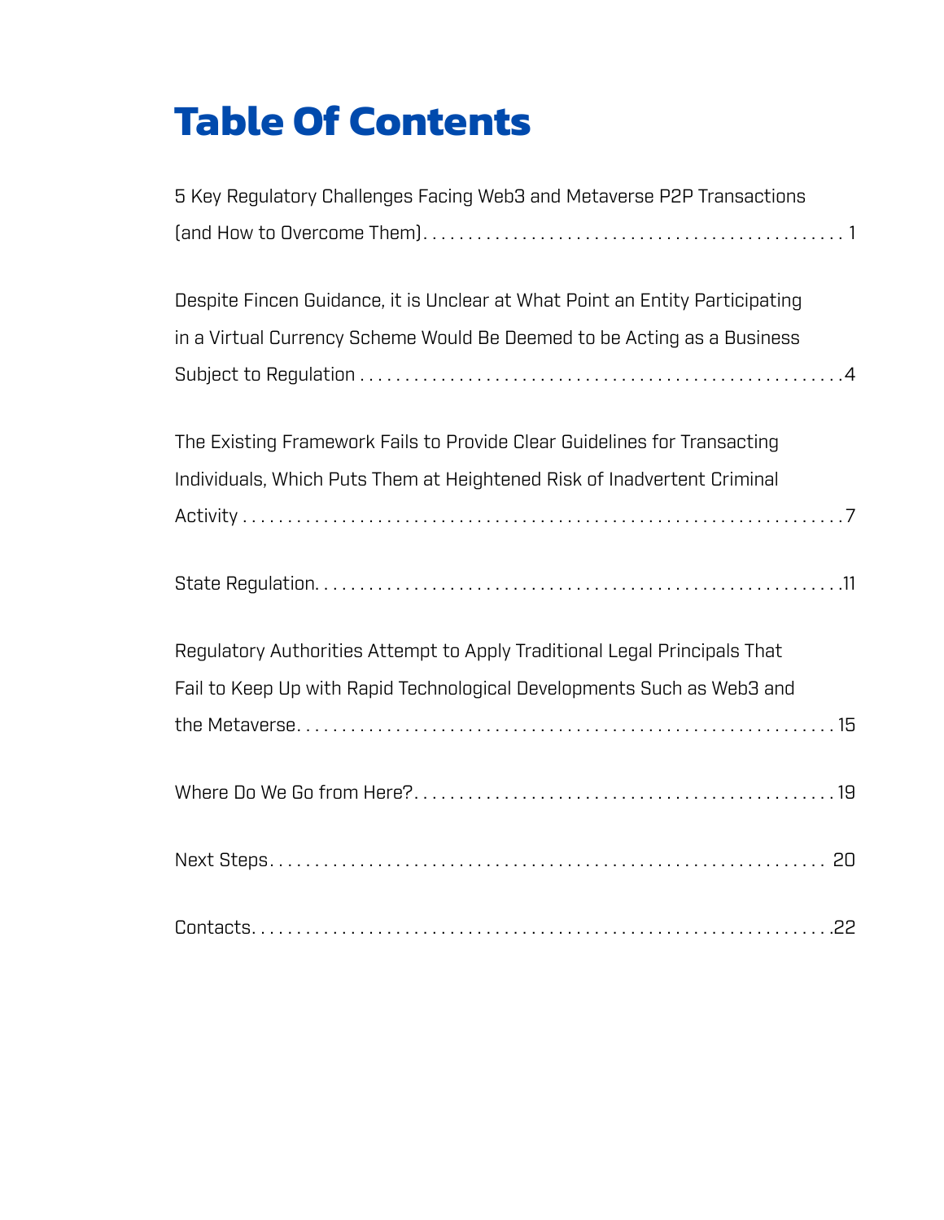# Table Of Contents

5 Key Regulatory Challenges Facing Web3 and Metaverse P2P Transactions (and How to Overcome Them) . . . . . . . . . . . . . . . . . . . . . . . . . . . . . . . . . . . . . . . . . . . . . 1

Despite Fincen Guidance, it is Unclear at What Point an Entity Participating in a Virtual Currency Scheme Would Be Deemed to be Acting as a Business Subject to Regulation . . . . . . . . . . . . . . . . . . . . . . . . . . . . . . . . . . . . . . . . . . . . . . . . . . . .4

The Existing Framework Fails to Provide Clear Guidelines for Transacting Individuals, Which Puts Them at Heightened Risk of Inadvertent Criminal Activity . . . . . . . . . . . . . . . . . . . . . . . . . . . . . . . . . . . . . . . . . . . . . . . . . . . . . . . . . . . . . .7

State Regulation. . . . . . . . . . . . . . . . . . . . . . . . . . . . . . . . . . . . . . . . . . . . . . . . . . . . . . . . .11

Regulatory Authorities Attempt to Apply Traditional Legal Principals That Fail to Keep Up with Rapid Technological Developments Such as Web3 and the Metaverse. . . . . . . . . . . . . . . . . . . . . . . . . . . . . . . . . . . . . . . . . . . . . . . . . . . . . . . . . 15

Where Do We Go from Here?. . . . . . . . . . . . . . . . . . . . . . . . . . . . . . . . . . . . . . . . . . . . . 19

Next Steps. . . . . . . . . . . . . . . . . . . . . . . . . . . . . . . . . . . . . . . . . . . . . . . . . . . . . . . . . . . . . 20

Contacts. . . . . . . . . . . . . . . . . . . . . . . . . . . . . . . . . . . . . . . . . . . . . . . . . . . . . . . . . . . . . . .22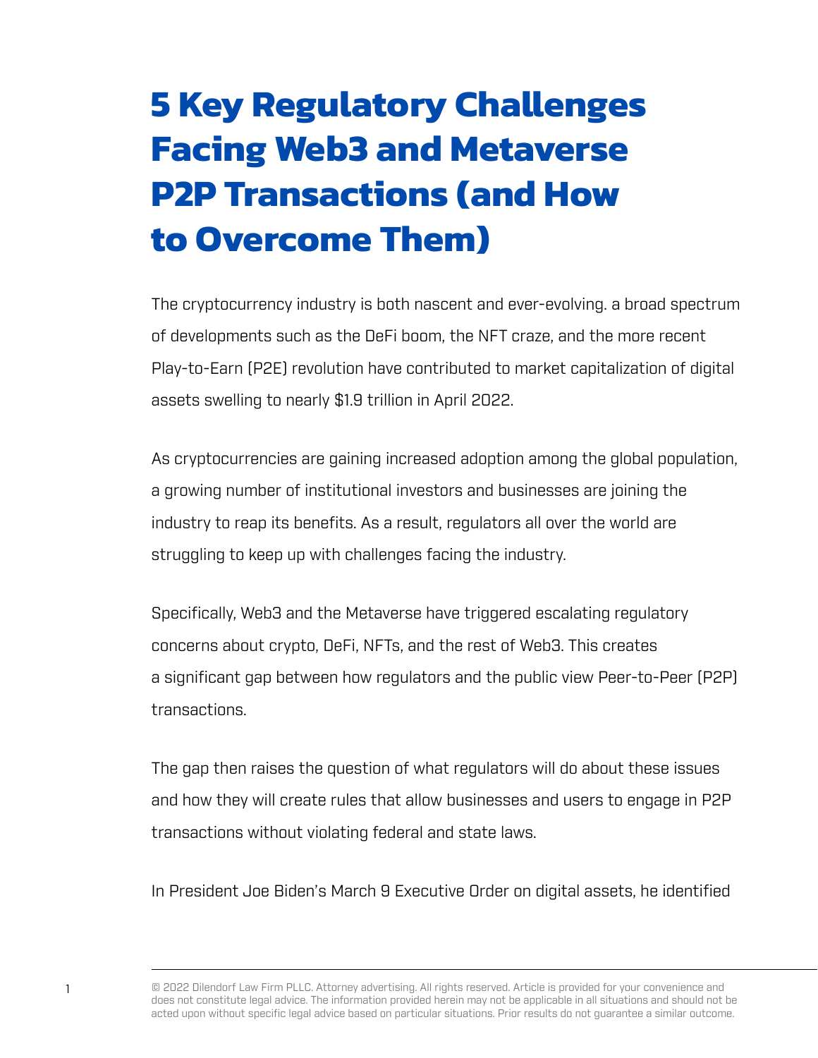# 5 Key Regulatory Challenges Facing Web3 and Metaverse P2P Transactions (and How to Overcome Them)

The cryptocurrency industry is both nascent and ever-evolving. a broad spectrum of developments such as the DeFi boom, the NFT craze, and the more recent Play-to-Earn (P2E) revolution have contributed to market capitalization of digital assets swelling to nearly $1.9 trillion in April 2022.

As cryptocurrencies are gaining increased adoption among the global population, a growing number of institutional investors and businesses are joining the industry to reap its benefits. As a result, regulators all over the world are struggling to keep up with challenges facing the industry.

Specifically, Web3 and the Metaverse have triggered escalating regulatory concerns about crypto, DeFi, NFTs, and the rest of Web3. This creates a significant gap between how regulators and the public view Peer-to-Peer (P2P) transactions.

The gap then raises the question of what regulators will do about these issues and how they will create rules that allow businesses and users to engage in P2P transactions without violating federal and state laws.

In President Joe Biden's March 9 Executive Order on digital assets, he identified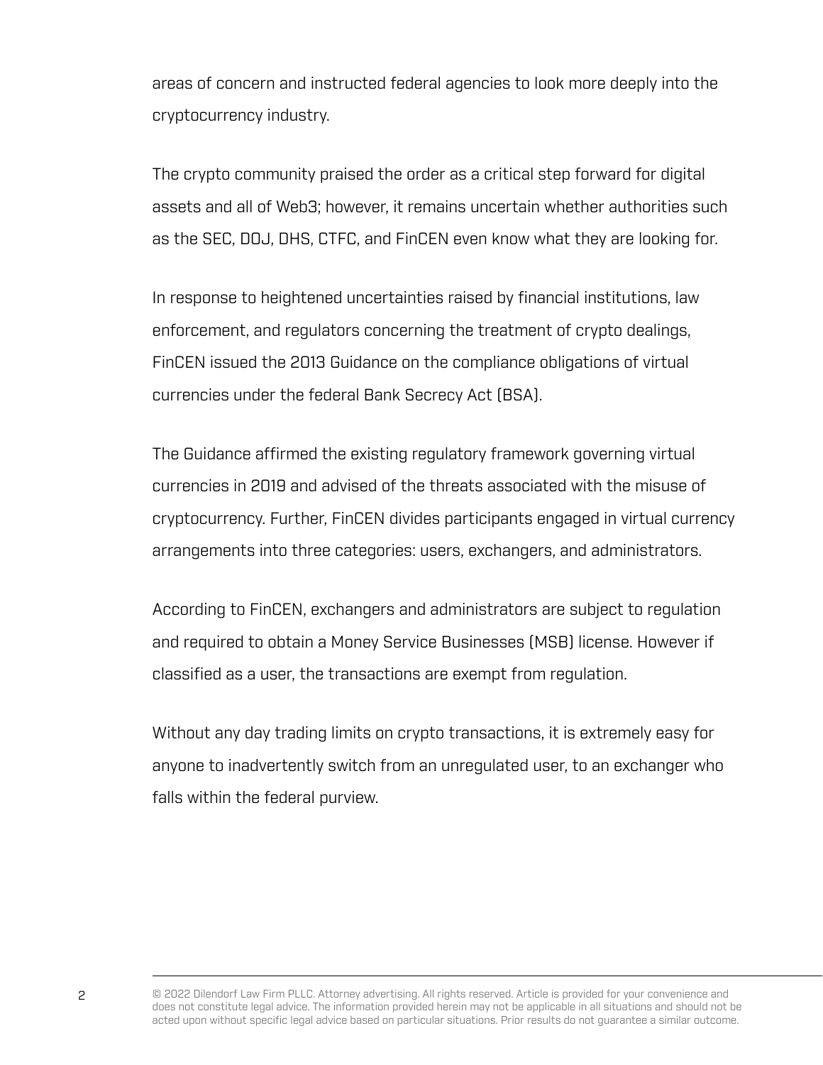areas of concern and instructed federal agencies to look more deeply into the cryptocurrency industry.

The crypto community praised the order as a critical step forward for digital assets and all of Web3; however, it remains uncertain whether authorities such as the SEC, DOJ, DHS, CTFC, and FinCEN even know what they are looking for.

In response to heightened uncertainties raised by financial institutions, law enforcement, and regulators concerning the treatment of crypto dealings, FinCEN issued the 2013 Guidance on the compliance obligations of virtual currencies under the federal Bank Secrecy Act (BSA).

The Guidance affirmed the existing regulatory framework governing virtual currencies in 2019 and advised of the threats associated with the misuse of cryptocurrency. Further, FinCEN divides participants engaged in virtual currency arrangements into three categories: users, exchangers, and administrators.

According to FinCEN, exchangers and administrators are subject to regulation and required to obtain a Money Service Businesses (MSB) license. However if classified as a user, the transactions are exempt from regulation.

Without any day trading limits on crypto transactions, it is extremely easy for anyone to inadvertently switch from an unregulated user, to an exchanger who falls within the federal purview.

© 2022 Dilendorf Law Firm PLLC. Attorney advertising. All rights reserved. Article is provided for your convenience and does not constitute legal advice. The information provided herein may not be applicable in all situations and should not be acted upon without specific legal advice based on particular situations. Prior results do not guarantee a similar outcome.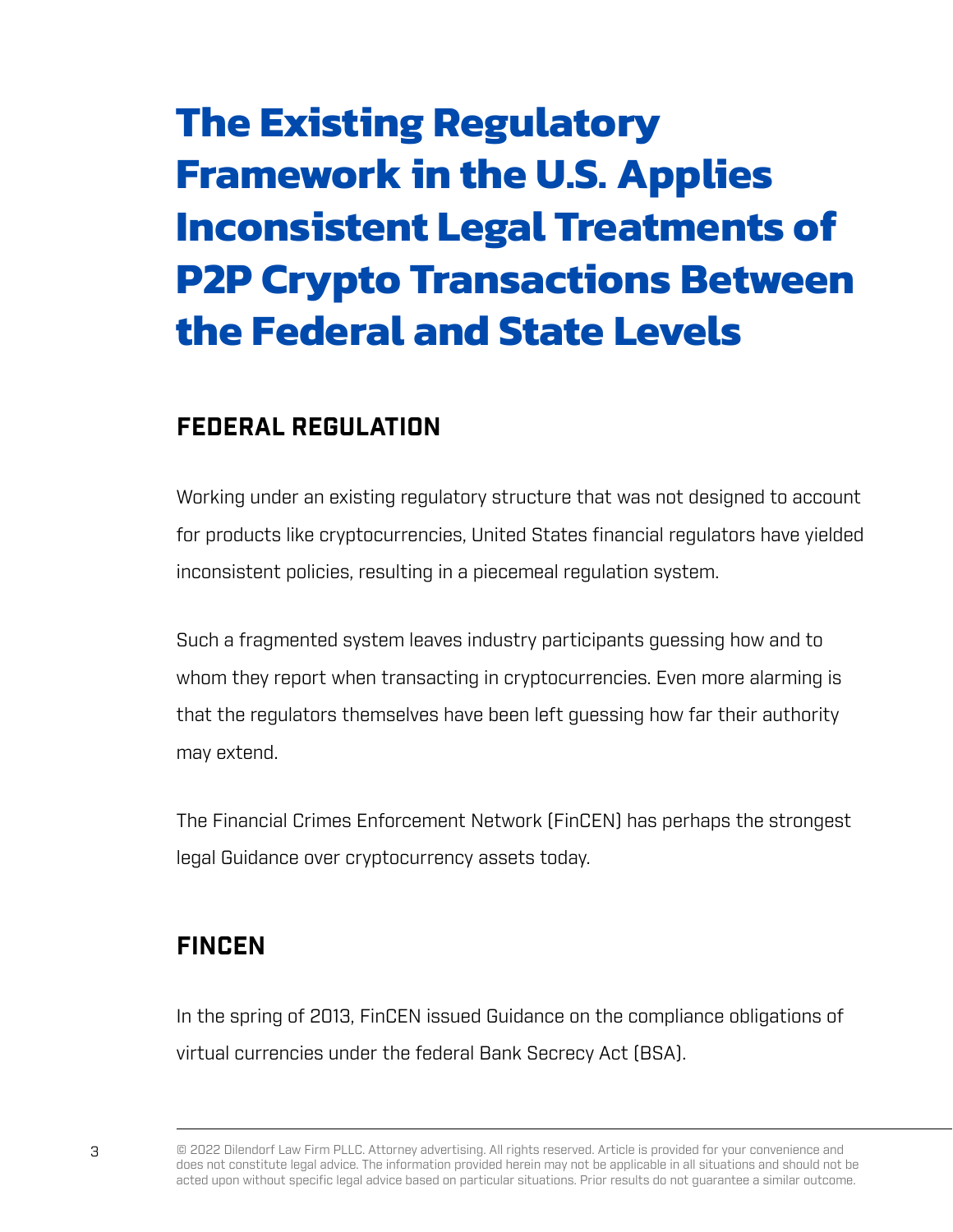# The Existing Regulatory Framework in the U.S. Applies Inconsistent Legal Treatments of P2P Crypto Transactions Between the Federal and State Levels

## FEDERAL REGULATION

Working under an existing regulatory structure that was not designed to account for products like cryptocurrencies, United States financial regulators have yielded inconsistent policies, resulting in a piecemeal regulation system.

Such a fragmented system leaves industry participants guessing how and to whom they report when transacting in cryptocurrencies. Even more alarming is that the regulators themselves have been left guessing how far their authority may extend.

The Financial Crimes Enforcement Network (FinCEN) has perhaps the strongest legal Guidance over cryptocurrency assets today.

## FINCEN

In the spring of 2013, FinCEN issued Guidance on the compliance obligations of virtual currencies under the federal Bank Secrecy Act (BSA).

© 2022 Dilendorf Law Firm PLLC. Attorney advertising. All rights reserved. Article is provided for your convenience and does not constitute legal advice. The information provided herein may not be applicable in all situations and should not be acted upon without specific legal advice based on particular situations. Prior results do not guarantee a similar outcome.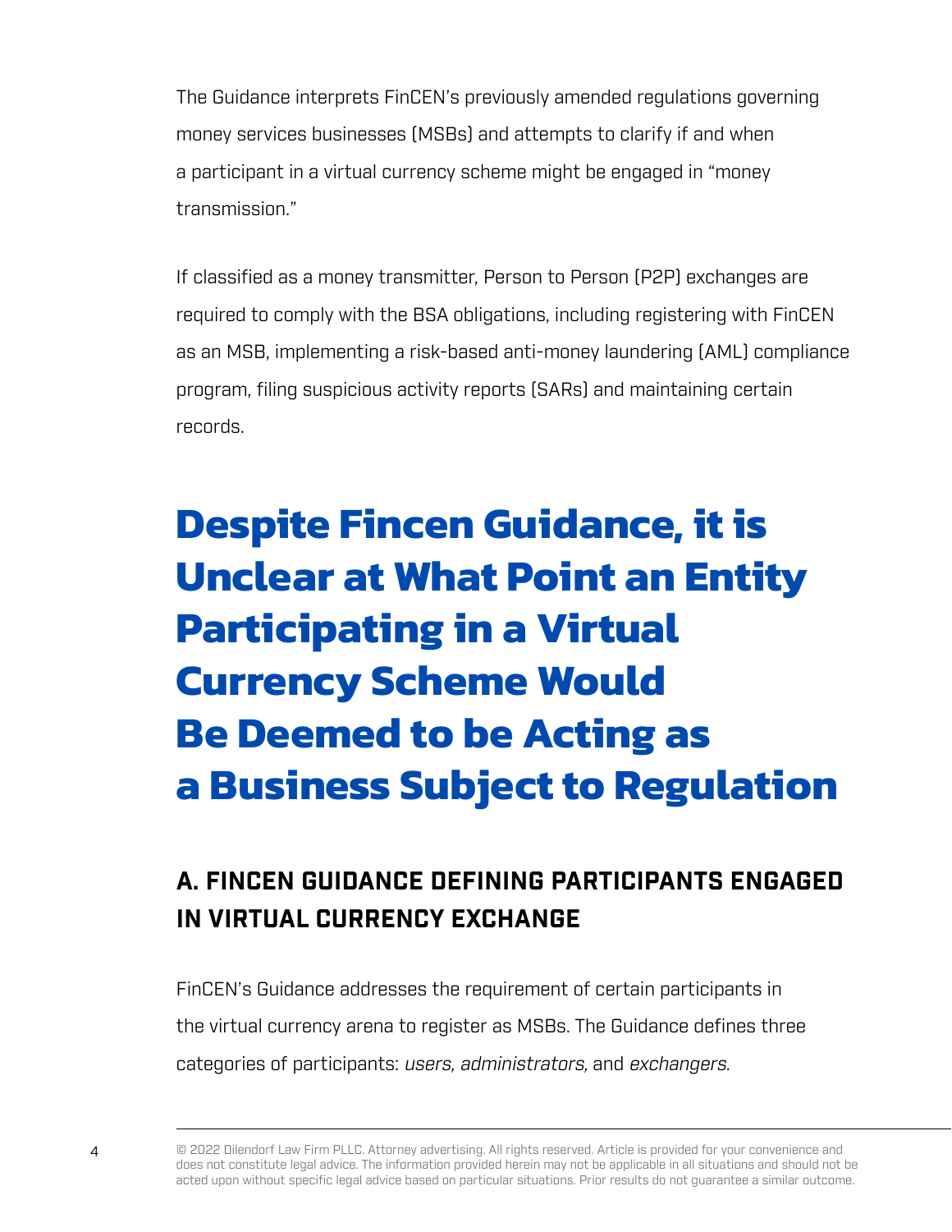The Guidance interprets FinCEN's previously amended regulations governing money services businesses (MSBs) and attempts to clarify if and when a participant in a virtual currency scheme might be engaged in "money transmission."

If classified as a money transmitter, Person to Person (P2P) exchanges are required to comply with the BSA obligations, including registering with FinCEN as an MSB, implementing a risk-based anti-money laundering (AML) compliance program, filing suspicious activity reports (SARs) and maintaining certain records.

# Despite Fincen Guidance, it is Unclear at What Point an Entity Participating in a Virtual Currency Scheme Would Be Deemed to be Acting as a Business Subject to Regulation

## A. FINCEN GUIDANCE DEFINING PARTICIPANTS ENGAGED IN VIRTUAL CURRENCY EXCHANGE

FinCEN's Guidance addresses the requirement of certain participants in the virtual currency arena to register as MSBs. The Guidance defines three categories of participants: *users, administrators,* and *exchangers.*

© 2022 Dilendorf Law Firm PLLC. Attorney advertising. All rights reserved. Article is provided for your convenience and does not constitute legal advice. The information provided herein may not be applicable in all situations and should not be acted upon without specific legal advice based on particular situations. Prior results do not guarantee a similar outcome.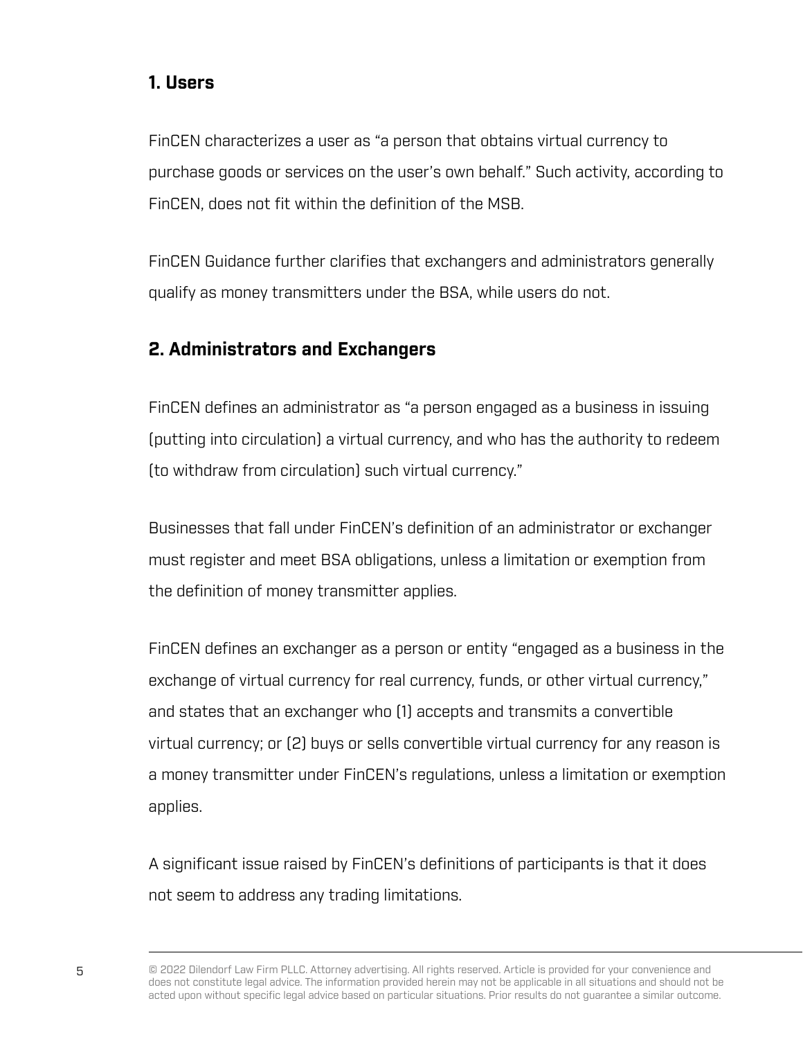### 1. Users

FinCEN characterizes a user as "a person that obtains virtual currency to purchase goods or services on the user's own behalf." Such activity, according to FinCEN, does not fit within the definition of the MSB.

FinCEN Guidance further clarifies that exchangers and administrators generally qualify as money transmitters under the BSA, while users do not.

### 2. Administrators and Exchangers

FinCEN defines an administrator as "a person engaged as a business in issuing (putting into circulation) a virtual currency, and who has the authority to redeem (to withdraw from circulation) such virtual currency."

Businesses that fall under FinCEN's definition of an administrator or exchanger must register and meet BSA obligations, unless a limitation or exemption from the definition of money transmitter applies.

FinCEN defines an exchanger as a person or entity "engaged as a business in the exchange of virtual currency for real currency, funds, or other virtual currency," and states that an exchanger who (1) accepts and transmits a convertible virtual currency; or (2) buys or sells convertible virtual currency for any reason is a money transmitter under FinCEN's regulations, unless a limitation or exemption applies.

A significant issue raised by FinCEN's definitions of participants is that it does not seem to address any trading limitations.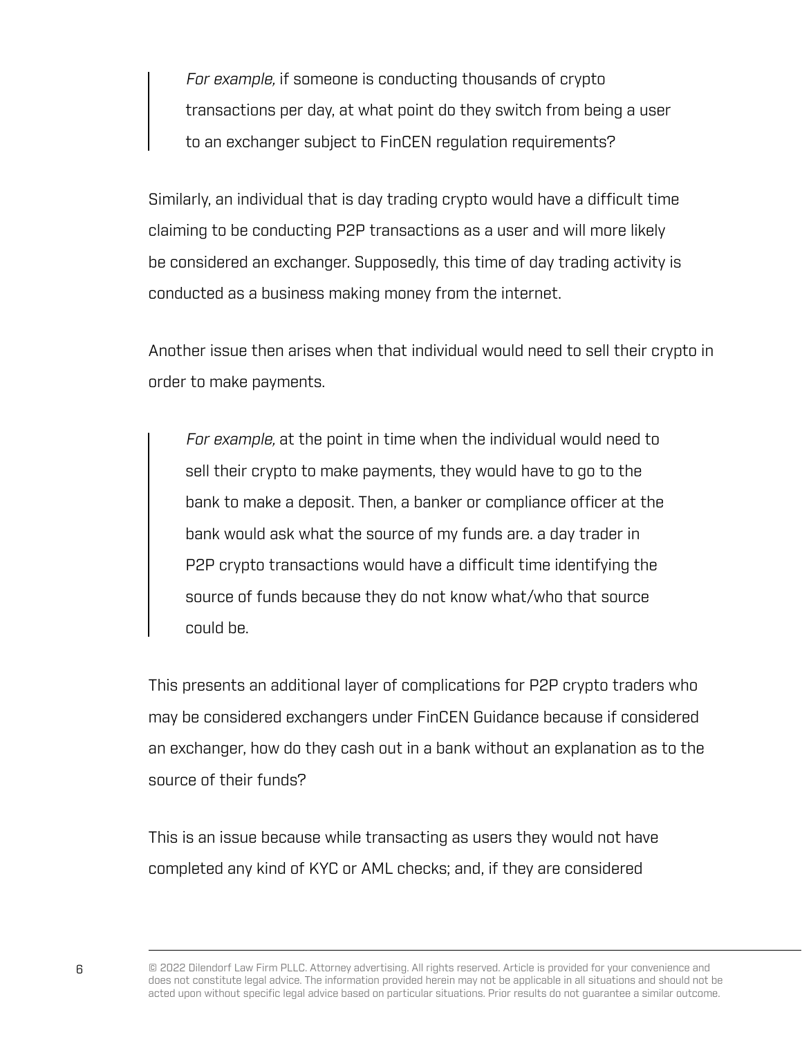> *For example,* if someone is conducting thousands of crypto transactions per day, at what point do they switch from being a user to an exchanger subject to FinCEN regulation requirements?

Similarly, an individual that is day trading crypto would have a difficult time claiming to be conducting P2P transactions as a user and will more likely be considered an exchanger. Supposedly, this time of day trading activity is conducted as a business making money from the internet.

Another issue then arises when that individual would need to sell their crypto in order to make payments.

> *For example,* at the point in time when the individual would need to sell their crypto to make payments, they would have to go to the bank to make a deposit. Then, a banker or compliance officer at the bank would ask what the source of my funds are. a day trader in P2P crypto transactions would have a difficult time identifying the source of funds because they do not know what/who that source could be.

This presents an additional layer of complications for P2P crypto traders who may be considered exchangers under FinCEN Guidance because if considered an exchanger, how do they cash out in a bank without an explanation as to the source of their funds?

This is an issue because while transacting as users they would not have completed any kind of KYC or AML checks; and, if they are considered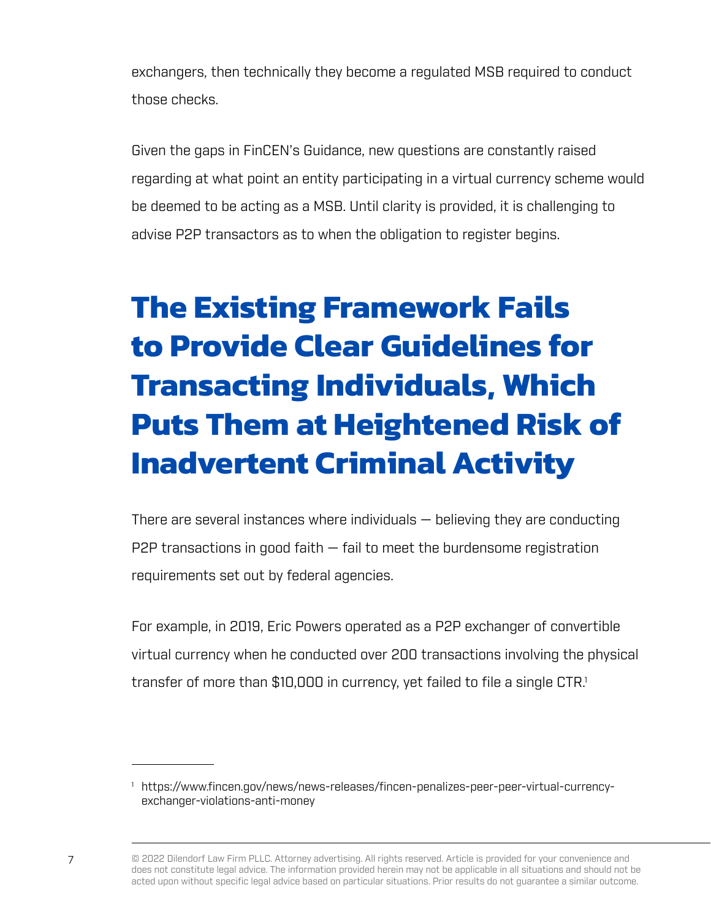exchangers, then technically they become a regulated MSB required to conduct those checks.

Given the gaps in FinCEN's Guidance, new questions are constantly raised regarding at what point an entity participating in a virtual currency scheme would be deemed to be acting as a MSB. Until clarity is provided, it is challenging to advise P2P transactors as to when the obligation to register begins.

## The Existing Framework Fails to Provide Clear Guidelines for Transacting Individuals, Which Puts Them at Heightened Risk of Inadvertent Criminal Activity

There are several instances where individuals — believing they are conducting P2P transactions in good faith — fail to meet the burdensome registration requirements set out by federal agencies.

For example, in 2019, Eric Powers operated as a P2P exchanger of convertible virtual currency when he conducted over 200 transactions involving the physical transfer of more than $10,000 in currency, yet failed to file a single CTR.[1]

---

[1] https://www.fincen.gov/news/news-releases/fincen-penalizes-peer-peer-virtual-currency-exchanger-violations-anti-money

© 2022 Dilendorf Law Firm PLLC. Attorney advertising. All rights reserved. Article is provided for your convenience and does not constitute legal advice. The information provided herein may not be applicable in all situations and should not be acted upon without specific legal advice based on particular situations. Prior results do not guarantee a similar outcome.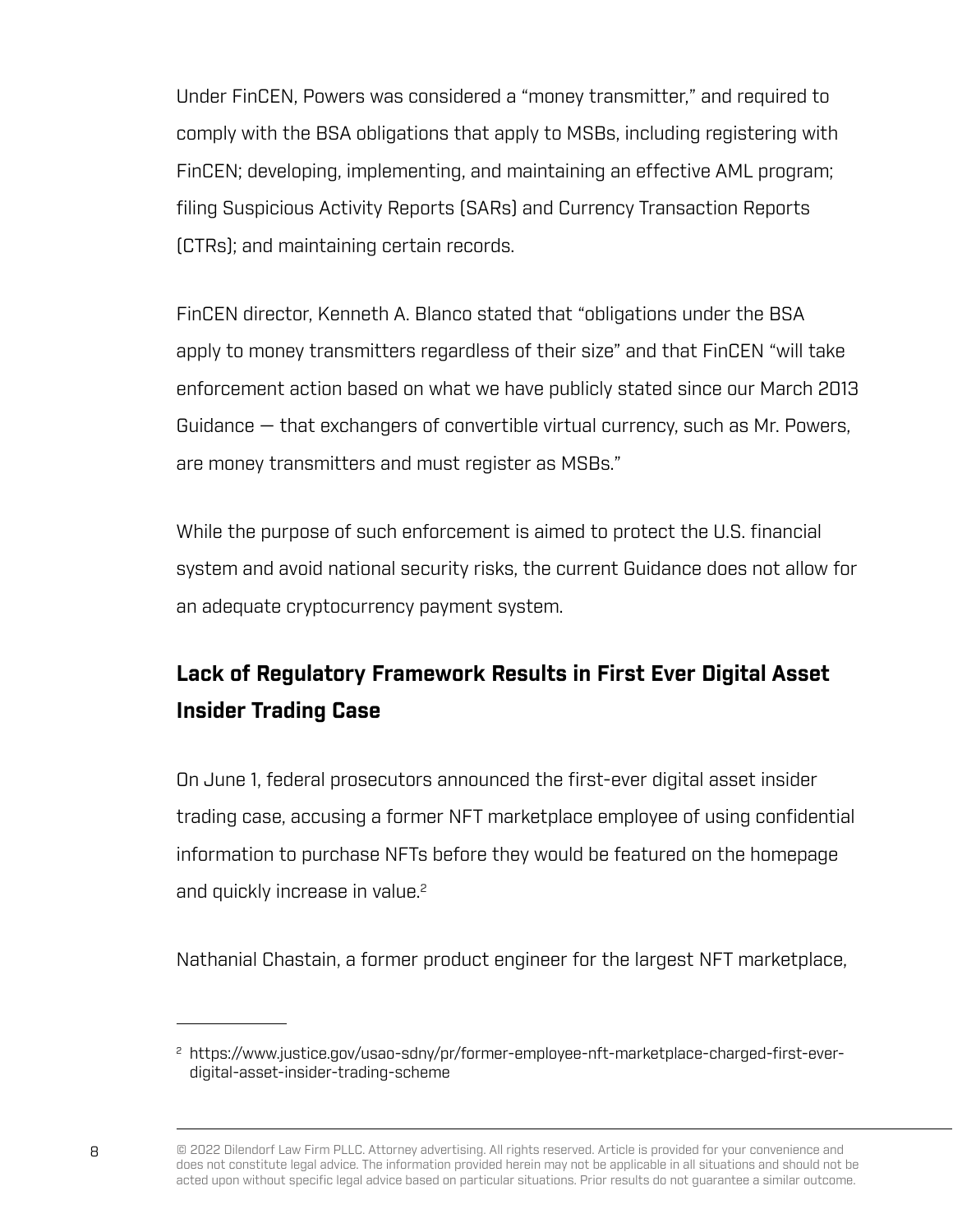Under FinCEN, Powers was considered a “money transmitter,” and required to comply with the BSA obligations that apply to MSBs, including registering with FinCEN; developing, implementing, and maintaining an effective AML program; filing Suspicious Activity Reports (SARs) and Currency Transaction Reports (CTRs); and maintaining certain records.

FinCEN director, Kenneth A. Blanco stated that “obligations under the BSA apply to money transmitters regardless of their size” and that FinCEN “will take enforcement action based on what we have publicly stated since our March 2013 Guidance — that exchangers of convertible virtual currency, such as Mr. Powers, are money transmitters and must register as MSBs.”

While the purpose of such enforcement is aimed to protect the U.S. financial system and avoid national security risks, the current Guidance does not allow for an adequate cryptocurrency payment system.

## Lack of Regulatory Framework Results in First Ever Digital Asset Insider Trading Case

On June 1, federal prosecutors announced the first-ever digital asset insider trading case, accusing a former NFT marketplace employee of using confidential information to purchase NFTs before they would be featured on the homepage and quickly increase in value.[2]

Nathanial Chastain, a former product engineer for the largest NFT marketplace,

---

[2] https://www.justice.gov/usao-sdny/pr/former-employee-nft-marketplace-charged-first-ever-digital-asset-insider-trading-scheme

© 2022 Dilendorf Law Firm PLLC. Attorney advertising. All rights reserved. Article is provided for your convenience and does not constitute legal advice. The information provided herein may not be applicable in all situations and should not be acted upon without specific legal advice based on particular situations. Prior results do not guarantee a similar outcome.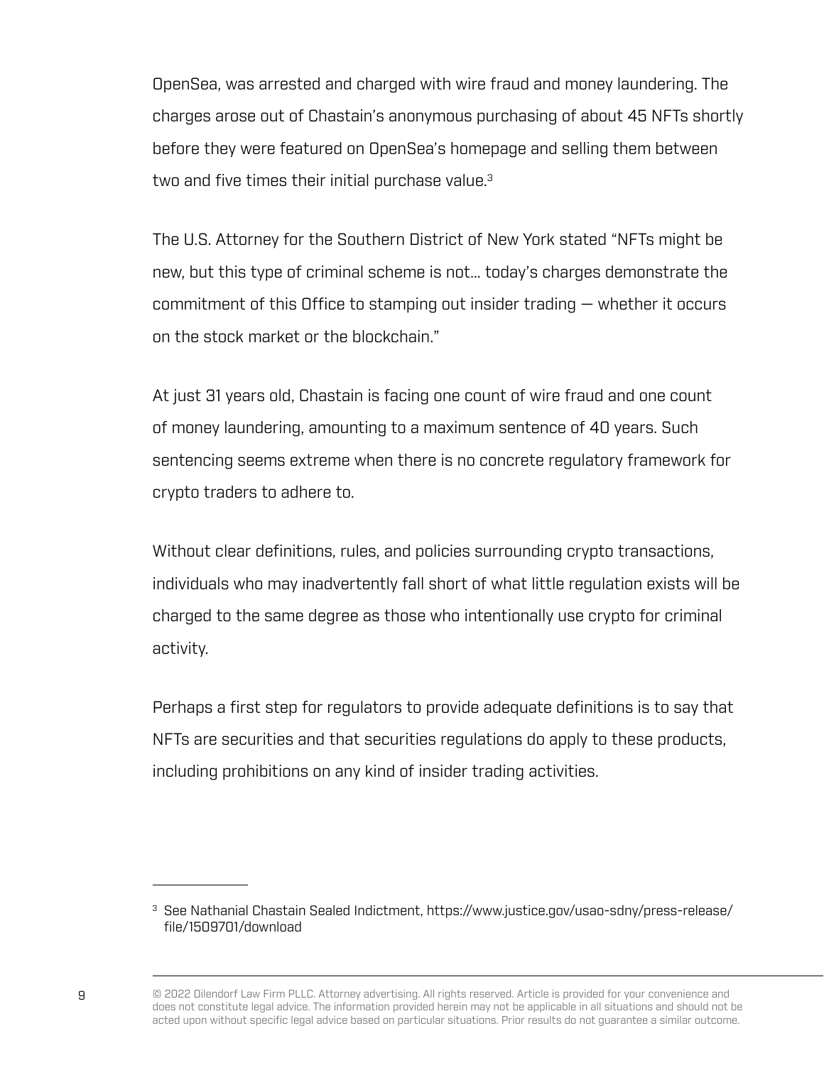OpenSea, was arrested and charged with wire fraud and money laundering. The charges arose out of Chastain's anonymous purchasing of about 45 NFTs shortly before they were featured on OpenSea's homepage and selling them between two and five times their initial purchase value.[3]

The U.S. Attorney for the Southern District of New York stated "NFTs might be new, but this type of criminal scheme is not… today's charges demonstrate the commitment of this Office to stamping out insider trading — whether it occurs on the stock market or the blockchain."

At just 31 years old, Chastain is facing one count of wire fraud and one count of money laundering, amounting to a maximum sentence of 40 years. Such sentencing seems extreme when there is no concrete regulatory framework for crypto traders to adhere to.

Without clear definitions, rules, and policies surrounding crypto transactions, individuals who may inadvertently fall short of what little regulation exists will be charged to the same degree as those who intentionally use crypto for criminal activity.

Perhaps a first step for regulators to provide adequate definitions is to say that NFTs are securities and that securities regulations do apply to these products, including prohibitions on any kind of insider trading activities.

---

[3] See Nathanial Chastain Sealed Indictment, https://www.justice.gov/usao-sdny/press-release/file/1509701/download

© 2022 Dilendorf Law Firm PLLC. Attorney advertising. All rights reserved. Article is provided for your convenience and does not constitute legal advice. The information provided herein may not be applicable in all situations and should not be acted upon without specific legal advice based on particular situations. Prior results do not guarantee a similar outcome.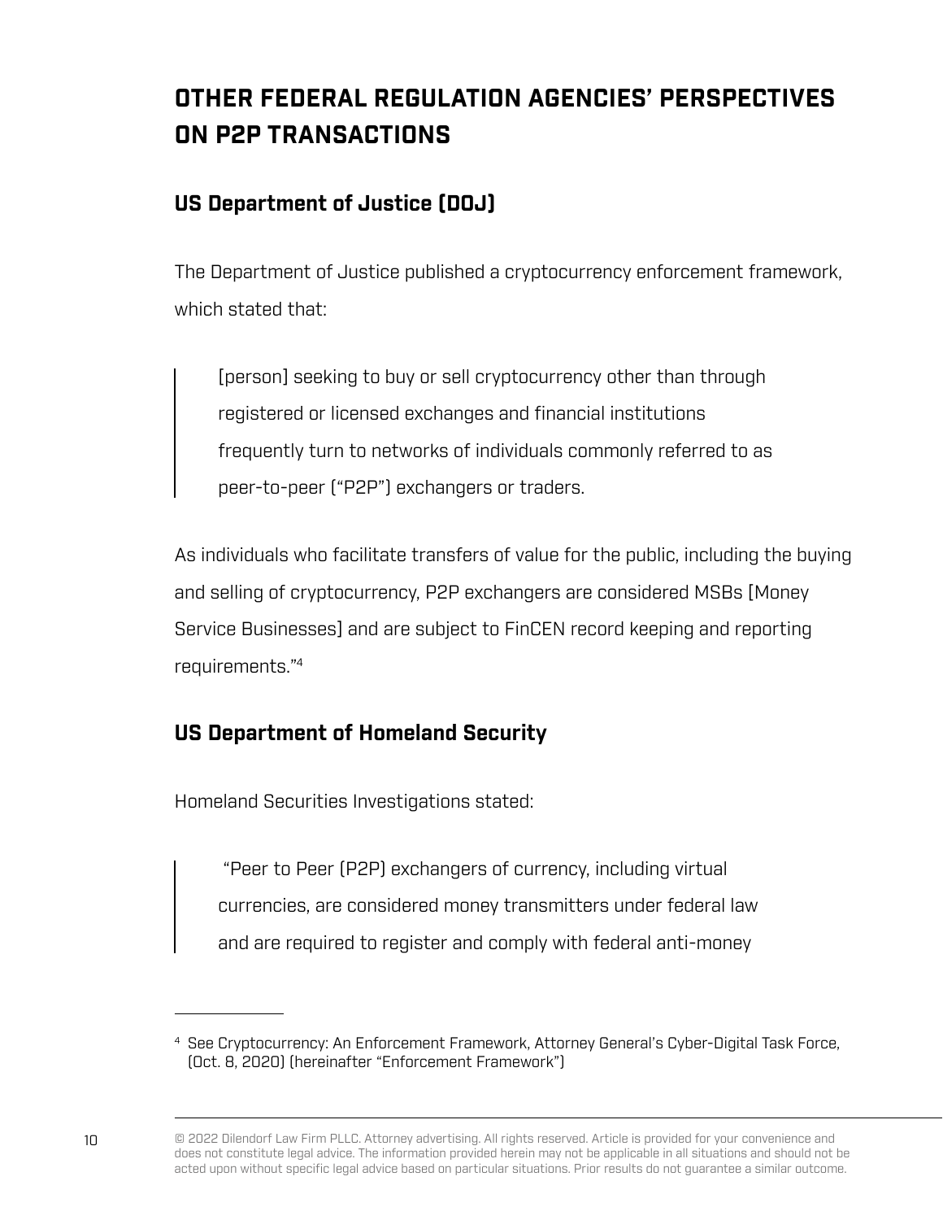# OTHER FEDERAL REGULATION AGENCIES' PERSPECTIVES ON P2P TRANSACTIONS

## US Department of Justice (DOJ)

The Department of Justice published a cryptocurrency enforcement framework, which stated that:

> [person] seeking to buy or sell cryptocurrency other than through registered or licensed exchanges and financial institutions frequently turn to networks of individuals commonly referred to as peer-to-peer ("P2P") exchangers or traders.

As individuals who facilitate transfers of value for the public, including the buying and selling of cryptocurrency, P2P exchangers are considered MSBs [Money Service Businesses] and are subject to FinCEN record keeping and reporting requirements."[4]

## US Department of Homeland Security

Homeland Securities Investigations stated:

> "Peer to Peer (P2P) exchangers of currency, including virtual currencies, are considered money transmitters under federal law and are required to register and comply with federal anti-money

---

[4] See Cryptocurrency: An Enforcement Framework, Attorney General's Cyber-Digital Task Force, (Oct. 8, 2020) (hereinafter "Enforcement Framework")

© 2022 Dilendorf Law Firm PLLC. Attorney advertising. All rights reserved. Article is provided for your convenience and does not constitute legal advice. The information provided herein may not be applicable in all situations and should not be acted upon without specific legal advice based on particular situations. Prior results do not guarantee a similar outcome.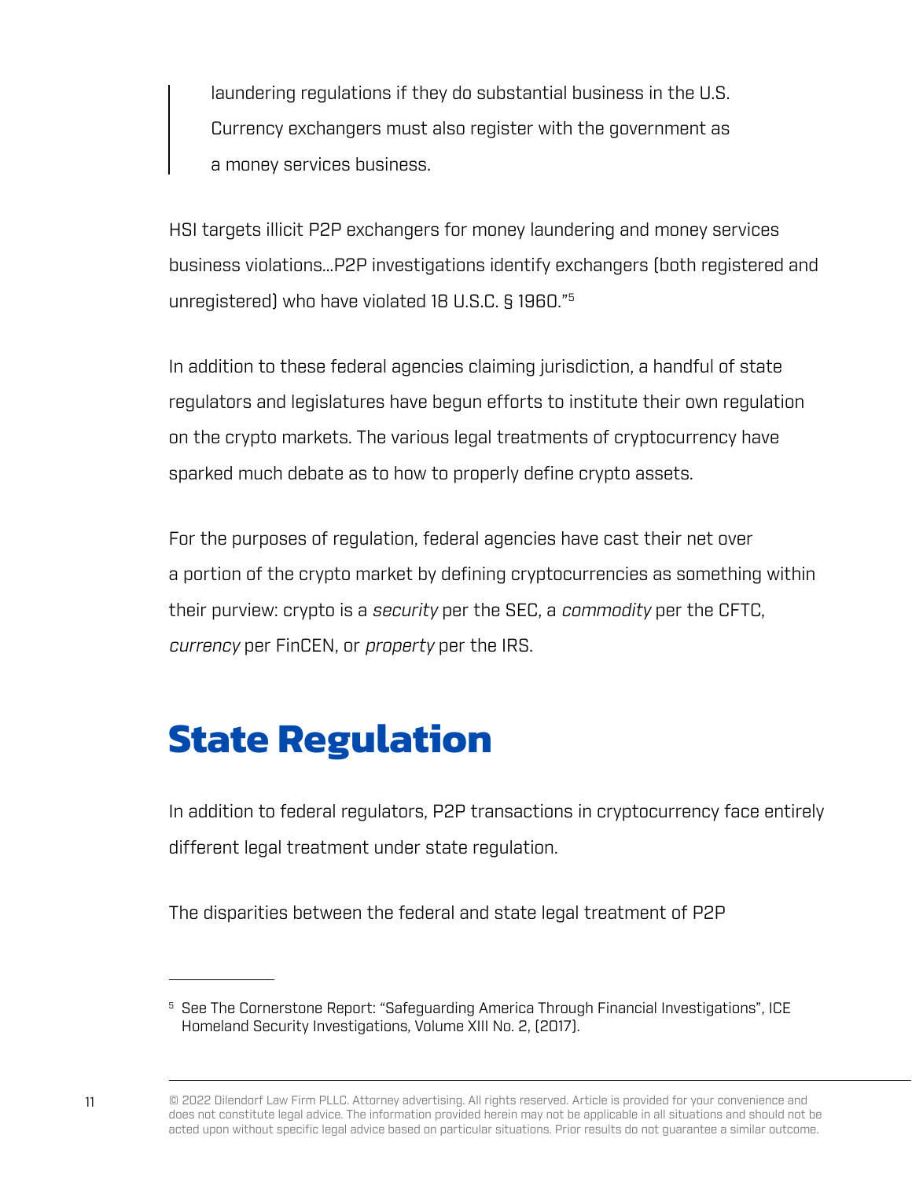> laundering regulations if they do substantial business in the U.S. Currency exchangers must also register with the government as a money services business.

HSI targets illicit P2P exchangers for money laundering and money services business violations…P2P investigations identify exchangers (both registered and unregistered) who have violated 18 U.S.C. § 1960."[5]

In addition to these federal agencies claiming jurisdiction, a handful of state regulators and legislatures have begun efforts to institute their own regulation on the crypto markets. The various legal treatments of cryptocurrency have sparked much debate as to how to properly define crypto assets.

For the purposes of regulation, federal agencies have cast their net over a portion of the crypto market by defining cryptocurrencies as something within their purview: crypto is a *security* per the SEC, a *commodity* per the CFTC, *currency* per FinCEN, or *property* per the IRS.

## State Regulation

In addition to federal regulators, P2P transactions in cryptocurrency face entirely different legal treatment under state regulation.

The disparities between the federal and state legal treatment of P2P

---

[5] See The Cornerstone Report: "Safeguarding America Through Financial Investigations", ICE Homeland Security Investigations, Volume XIII No. 2, (2017).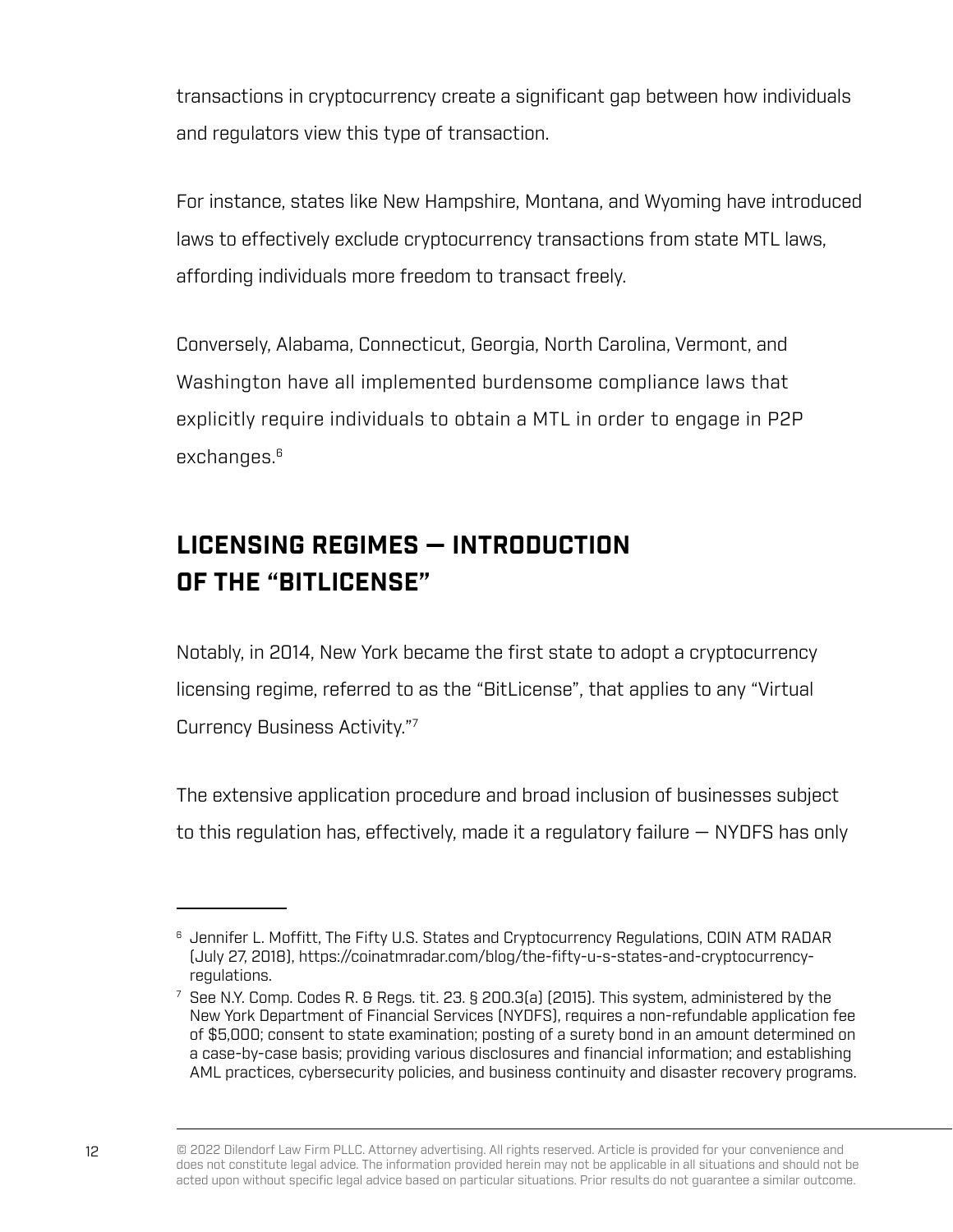transactions in cryptocurrency create a significant gap between how individuals and regulators view this type of transaction.

For instance, states like New Hampshire, Montana, and Wyoming have introduced laws to effectively exclude cryptocurrency transactions from state MTL laws, affording individuals more freedom to transact freely.

Conversely, Alabama, Connecticut, Georgia, North Carolina, Vermont, and Washington have all implemented burdensome compliance laws that explicitly require individuals to obtain a MTL in order to engage in P2P exchanges.[6]

## LICENSING REGIMES — INTRODUCTION OF THE "BITLICENSE"

Notably, in 2014, New York became the first state to adopt a cryptocurrency licensing regime, referred to as the "BitLicense", that applies to any "Virtual Currency Business Activity."[7]

The extensive application procedure and broad inclusion of businesses subject to this regulation has, effectively, made it a regulatory failure — NYDFS has only

---

[6] Jennifer L. Moffitt, The Fifty U.S. States and Cryptocurrency Regulations, COIN ATM RADAR (July 27, 2018), https://coinatmradar.com/blog/the-fifty-u-s-states-and-cryptocurrency-regulations.

[7] See N.Y. Comp. Codes R. & Regs. tit. 23. § 200.3(a) (2015). This system, administered by the New York Department of Financial Services (NYDFS), requires a non-refundable application fee of $5,000; consent to state examination; posting of a surety bond in an amount determined on a case-by-case basis; providing various disclosures and financial information; and establishing AML practices, cybersecurity policies, and business continuity and disaster recovery programs.

© 2022 Dilendorf Law Firm PLLC. Attorney advertising. All rights reserved. Article is provided for your convenience and does not constitute legal advice. The information provided herein may not be applicable in all situations and should not be acted upon without specific legal advice based on particular situations. Prior results do not guarantee a similar outcome.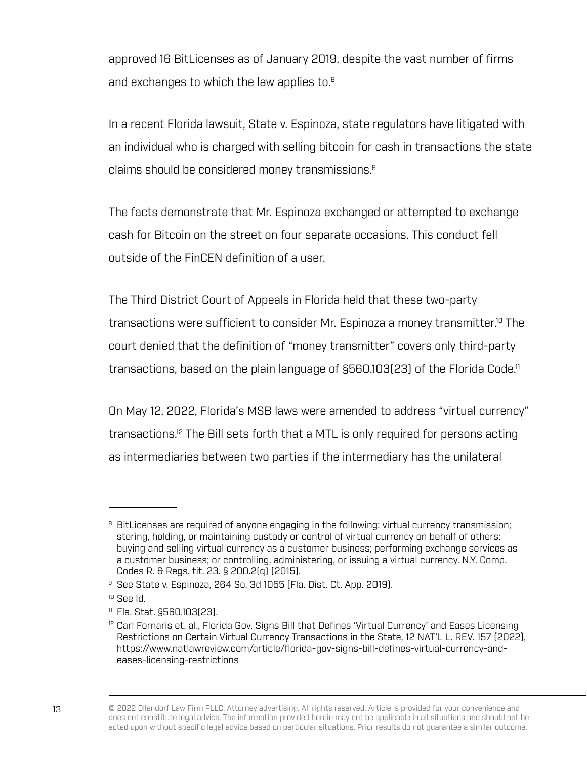approved 16 BitLicenses as of January 2019, despite the vast number of firms and exchanges to which the law applies to.[8]

In a recent Florida lawsuit, State v. Espinoza, state regulators have litigated with an individual who is charged with selling bitcoin for cash in transactions the state claims should be considered money transmissions.[9]

The facts demonstrate that Mr. Espinoza exchanged or attempted to exchange cash for Bitcoin on the street on four separate occasions. This conduct fell outside of the FinCEN definition of a user.

The Third District Court of Appeals in Florida held that these two-party transactions were sufficient to consider Mr. Espinoza a money transmitter.[10] The court denied that the definition of "money transmitter" covers only third-party transactions, based on the plain language of §560.103(23) of the Florida Code.[11]

On May 12, 2022, Florida's MSB laws were amended to address "virtual currency" transactions.[12] The Bill sets forth that a MTL is only required for persons acting as intermediaries between two parties if the intermediary has the unilateral

---

[8] BitLicenses are required of anyone engaging in the following: virtual currency transmission; storing, holding, or maintaining custody or control of virtual currency on behalf of others; buying and selling virtual currency as a customer business; performing exchange services as a customer business; or controlling, administering, or issuing a virtual currency. N.Y. Comp. Codes R. & Regs. tit. 23. § 200.2(q) (2015).

[9] See State v. Espinoza, 264 So. 3d 1055 (Fla. Dist. Ct. App. 2019).

[10] See Id.

[11] Fla. Stat. §560.103(23).

[12] Carl Fornaris et. al., Florida Gov. Signs Bill that Defines 'Virtual Currency' and Eases Licensing Restrictions on Certain Virtual Currency Transactions in the State, 12 NAT'L L. REV. 157 (2022), https://www.natlawreview.com/article/florida-gov-signs-bill-defines-virtual-currency-and-eases-licensing-restrictions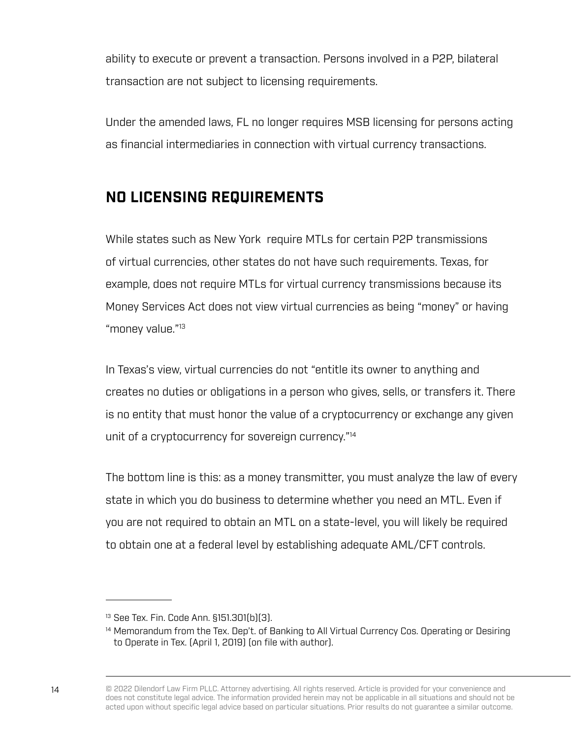ability to execute or prevent a transaction. Persons involved in a P2P, bilateral transaction are not subject to licensing requirements.

Under the amended laws, FL no longer requires MSB licensing for persons acting as financial intermediaries in connection with virtual currency transactions.

## NO LICENSING REQUIREMENTS

While states such as New York  require MTLs for certain P2P transmissions of virtual currencies, other states do not have such requirements. Texas, for example, does not require MTLs for virtual currency transmissions because its Money Services Act does not view virtual currencies as being "money" or having "money value."[13]

In Texas's view, virtual currencies do not "entitle its owner to anything and creates no duties or obligations in a person who gives, sells, or transfers it. There is no entity that must honor the value of a cryptocurrency or exchange any given unit of a cryptocurrency for sovereign currency."[14]

The bottom line is this: as a money transmitter, you must analyze the law of every state in which you do business to determine whether you need an MTL. Even if you are not required to obtain an MTL on a state-level, you will likely be required to obtain one at a federal level by establishing adequate AML/CFT controls.

---

[13] See Tex. Fin. Code Ann. §151.301(b)(3).

[14] Memorandum from the Tex. Dep't. of Banking to All Virtual Currency Cos. Operating or Desiring to Operate in Tex. (April 1, 2019) (on file with author).

© 2022 Dilendorf Law Firm PLLC. Attorney advertising. All rights reserved. Article is provided for your convenience and does not constitute legal advice. The information provided herein may not be applicable in all situations and should not be acted upon without specific legal advice based on particular situations. Prior results do not guarantee a similar outcome.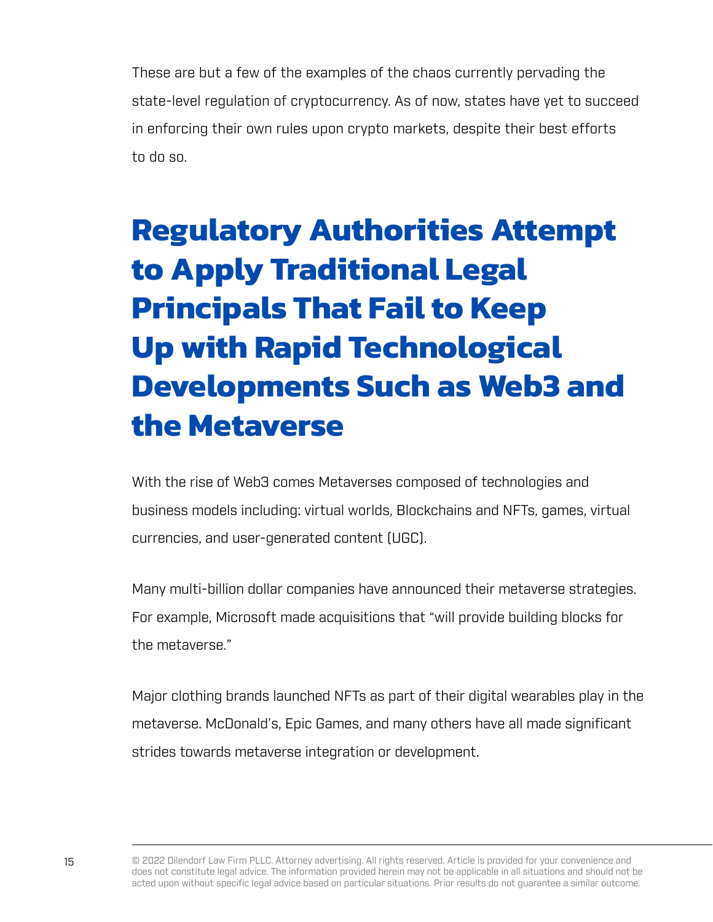These are but a few of the examples of the chaos currently pervading the state-level regulation of cryptocurrency. As of now, states have yet to succeed in enforcing their own rules upon crypto markets, despite their best efforts to do so.

## Regulatory Authorities Attempt to Apply Traditional Legal Principals That Fail to Keep Up with Rapid Technological Developments Such as Web3 and the Metaverse

With the rise of Web3 comes Metaverses composed of technologies and business models including: virtual worlds, Blockchains and NFTs, games, virtual currencies, and user-generated content (UGC).

Many multi-billion dollar companies have announced their metaverse strategies. For example, Microsoft made acquisitions that "will provide building blocks for the metaverse."

Major clothing brands launched NFTs as part of their digital wearables play in the metaverse. McDonald's, Epic Games, and many others have all made significant strides towards metaverse integration or development.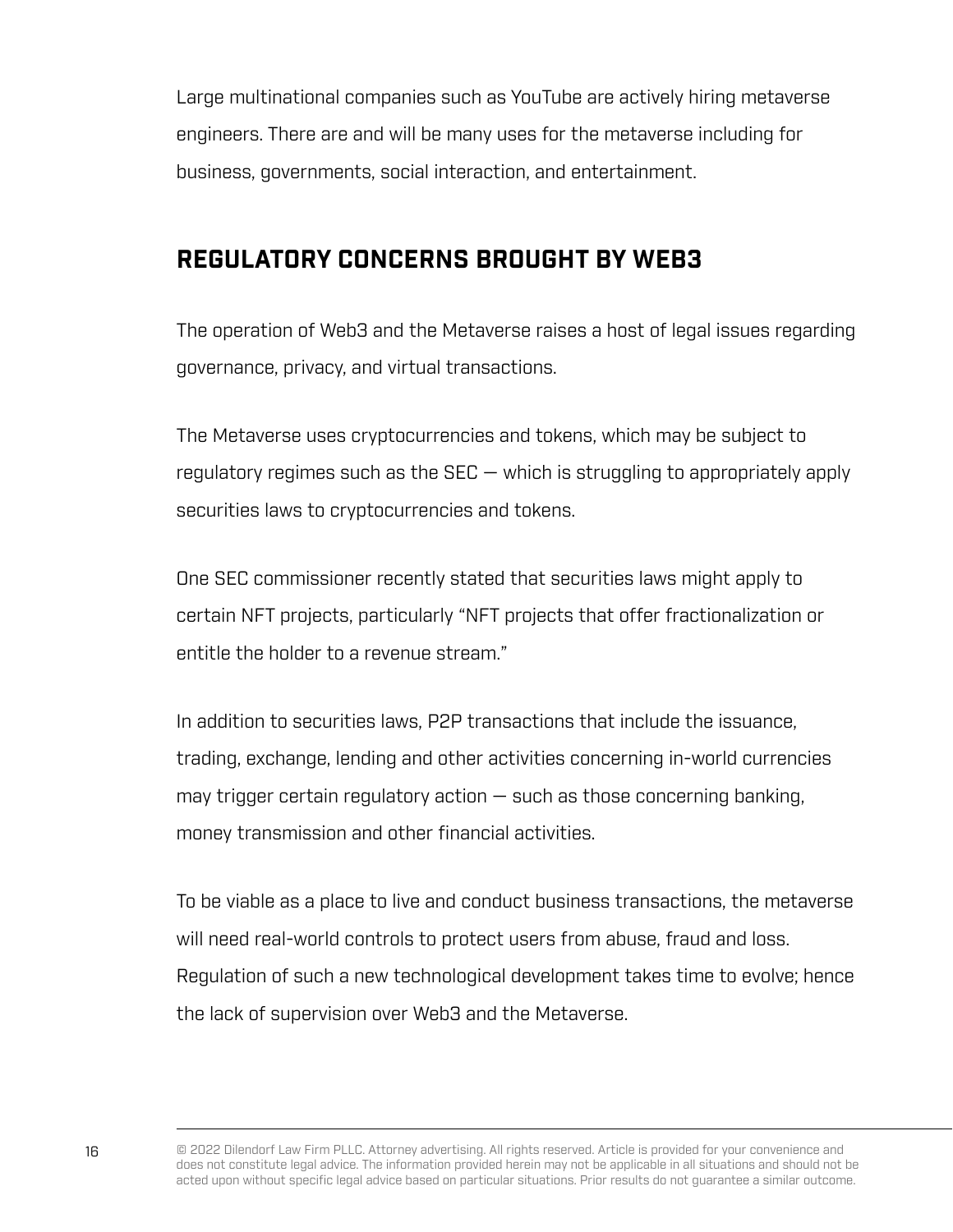Large multinational companies such as YouTube are actively hiring metaverse engineers. There are and will be many uses for the metaverse including for business, governments, social interaction, and entertainment.

## REGULATORY CONCERNS BROUGHT BY WEB3

The operation of Web3 and the Metaverse raises a host of legal issues regarding governance, privacy, and virtual transactions.

The Metaverse uses cryptocurrencies and tokens, which may be subject to regulatory regimes such as the SEC — which is struggling to appropriately apply securities laws to cryptocurrencies and tokens.

One SEC commissioner recently stated that securities laws might apply to certain NFT projects, particularly "NFT projects that offer fractionalization or entitle the holder to a revenue stream."

In addition to securities laws, P2P transactions that include the issuance, trading, exchange, lending and other activities concerning in-world currencies may trigger certain regulatory action — such as those concerning banking, money transmission and other financial activities.

To be viable as a place to live and conduct business transactions, the metaverse will need real-world controls to protect users from abuse, fraud and loss. Regulation of such a new technological development takes time to evolve; hence the lack of supervision over Web3 and the Metaverse.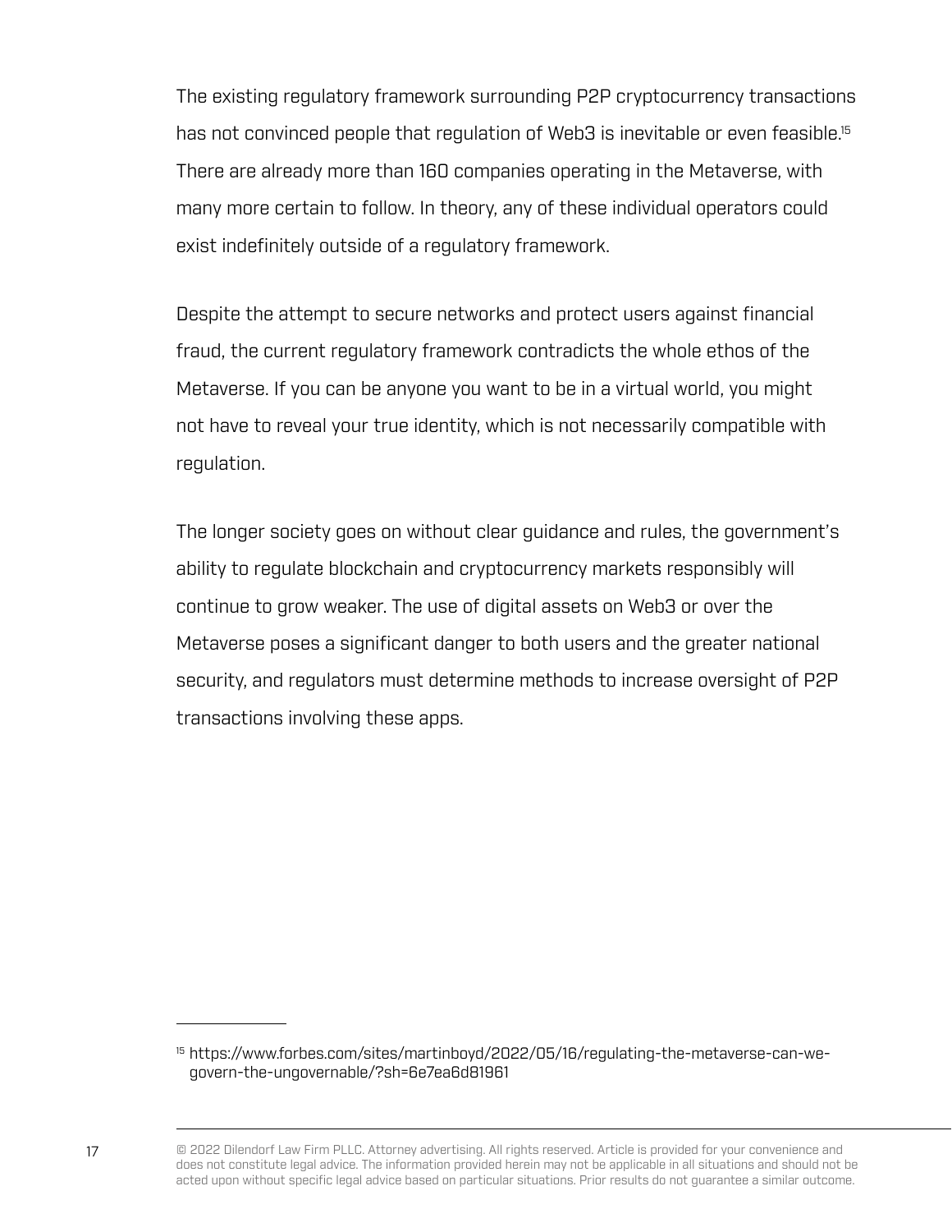The existing regulatory framework surrounding P2P cryptocurrency transactions has not convinced people that regulation of Web3 is inevitable or even feasible.[15] There are already more than 160 companies operating in the Metaverse, with many more certain to follow. In theory, any of these individual operators could exist indefinitely outside of a regulatory framework.

Despite the attempt to secure networks and protect users against financial fraud, the current regulatory framework contradicts the whole ethos of the Metaverse. If you can be anyone you want to be in a virtual world, you might not have to reveal your true identity, which is not necessarily compatible with regulation.

The longer society goes on without clear guidance and rules, the government's ability to regulate blockchain and cryptocurrency markets responsibly will continue to grow weaker. The use of digital assets on Web3 or over the Metaverse poses a significant danger to both users and the greater national security, and regulators must determine methods to increase oversight of P2P transactions involving these apps.

---

[15] https://www.forbes.com/sites/martinboyd/2022/05/16/regulating-the-metaverse-can-we-govern-the-ungovernable/?sh=6e7ea6d81961

© 2022 Dilendorf Law Firm PLLC. Attorney advertising. All rights reserved. Article is provided for your convenience and does not constitute legal advice. The information provided herein may not be applicable in all situations and should not be acted upon without specific legal advice based on particular situations. Prior results do not guarantee a similar outcome.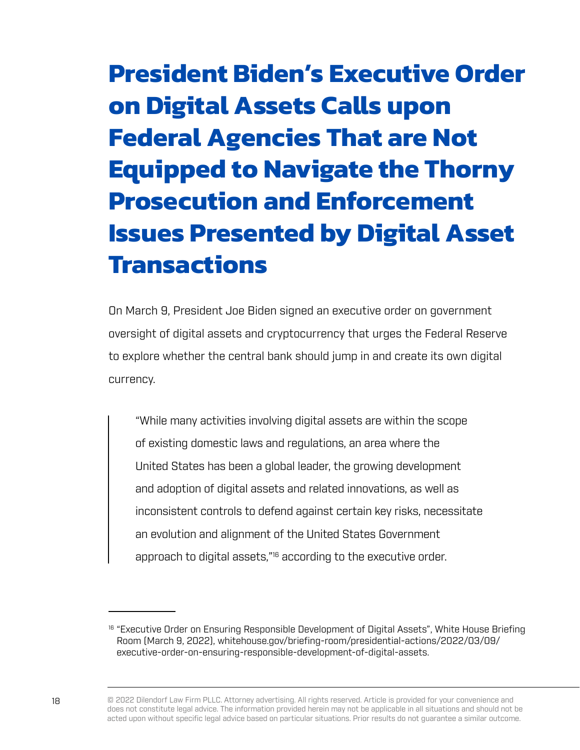# President Biden's Executive Order on Digital Assets Calls upon Federal Agencies That are Not Equipped to Navigate the Thorny Prosecution and Enforcement Issues Presented by Digital Asset Transactions

On March 9, President Joe Biden signed an executive order on government oversight of digital assets and cryptocurrency that urges the Federal Reserve to explore whether the central bank should jump in and create its own digital currency.

> "While many activities involving digital assets are within the scope of existing domestic laws and regulations, an area where the United States has been a global leader, the growing development and adoption of digital assets and related innovations, as well as inconsistent controls to defend against certain key risks, necessitate an evolution and alignment of the United States Government approach to digital assets,"[16] according to the executive order.

---

[16] "Executive Order on Ensuring Responsible Development of Digital Assets", White House Briefing Room (March 9, 2022), whitehouse.gov/briefing-room/presidential-actions/2022/03/09/executive-order-on-ensuring-responsible-development-of-digital-assets.

© 2022 Dilendorf Law Firm PLLC. Attorney advertising. All rights reserved. Article is provided for your convenience and does not constitute legal advice. The information provided herein may not be applicable in all situations and should not be acted upon without specific legal advice based on particular situations. Prior results do not guarantee a similar outcome.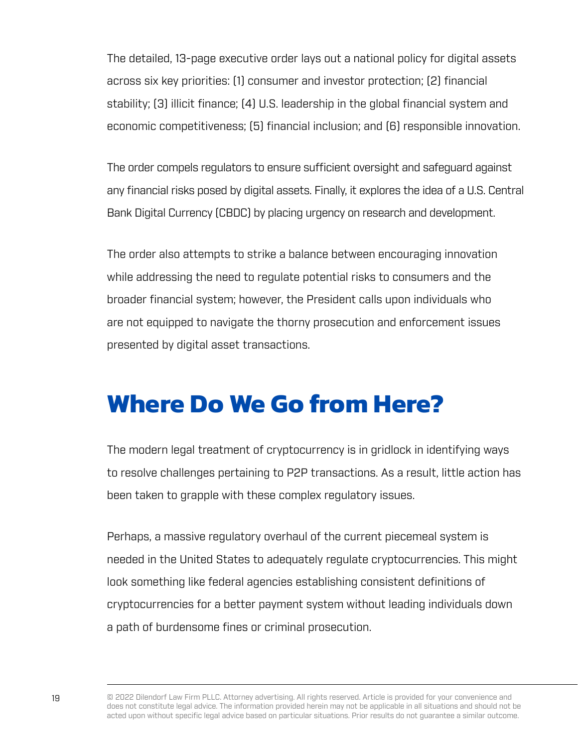The detailed, 13-page executive order lays out a national policy for digital assets across six key priorities: (1) consumer and investor protection; (2) financial stability; (3) illicit finance; (4) U.S. leadership in the global financial system and economic competitiveness; (5) financial inclusion; and (6) responsible innovation.

The order compels regulators to ensure sufficient oversight and safeguard against any financial risks posed by digital assets. Finally, it explores the idea of a U.S. Central Bank Digital Currency (CBDC) by placing urgency on research and development.

The order also attempts to strike a balance between encouraging innovation while addressing the need to regulate potential risks to consumers and the broader financial system; however, the President calls upon individuals who are not equipped to navigate the thorny prosecution and enforcement issues presented by digital asset transactions.

## Where Do We Go from Here?

The modern legal treatment of cryptocurrency is in gridlock in identifying ways to resolve challenges pertaining to P2P transactions. As a result, little action has been taken to grapple with these complex regulatory issues.

Perhaps, a massive regulatory overhaul of the current piecemeal system is needed in the United States to adequately regulate cryptocurrencies. This might look something like federal agencies establishing consistent definitions of cryptocurrencies for a better payment system without leading individuals down a path of burdensome fines or criminal prosecution.

© 2022 Dilendorf Law Firm PLLC. Attorney advertising. All rights reserved. Article is provided for your convenience and does not constitute legal advice. The information provided herein may not be applicable in all situations and should not be acted upon without specific legal advice based on particular situations. Prior results do not guarantee a similar outcome.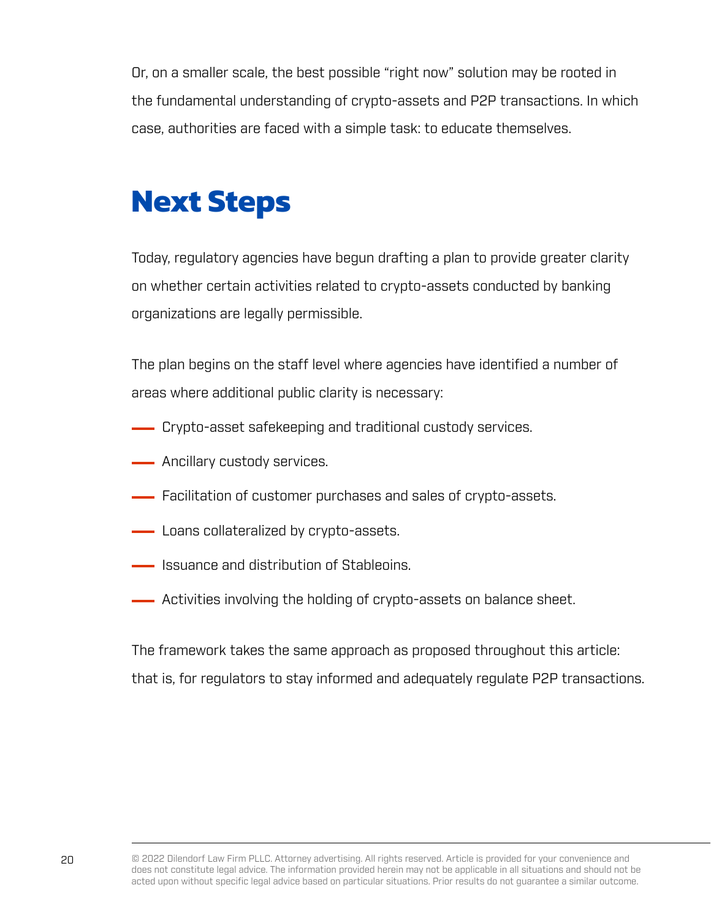Or, on a smaller scale, the best possible "right now" solution may be rooted in the fundamental understanding of crypto-assets and P2P transactions. In which case, authorities are faced with a simple task: to educate themselves.

## Next Steps

Today, regulatory agencies have begun drafting a plan to provide greater clarity on whether certain activities related to crypto-assets conducted by banking organizations are legally permissible.

The plan begins on the staff level where agencies have identified a number of areas where additional public clarity is necessary:

- Crypto-asset safekeeping and traditional custody services.
- Ancillary custody services.
- Facilitation of customer purchases and sales of crypto-assets.
- Loans collateralized by crypto-assets.
- Issuance and distribution of Stableoins.
- Activities involving the holding of crypto-assets on balance sheet.

The framework takes the same approach as proposed throughout this article: that is, for regulators to stay informed and adequately regulate P2P transactions.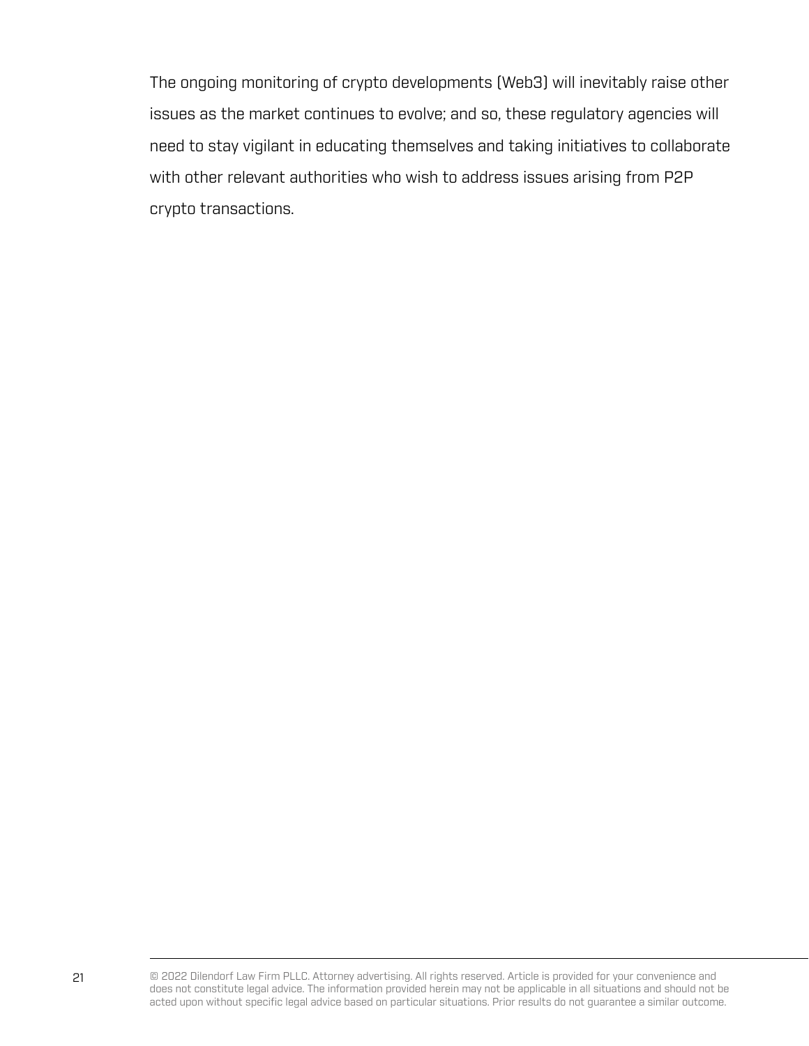The ongoing monitoring of crypto developments (Web3) will inevitably raise other issues as the market continues to evolve; and so, these regulatory agencies will need to stay vigilant in educating themselves and taking initiatives to collaborate with other relevant authorities who wish to address issues arising from P2P crypto transactions.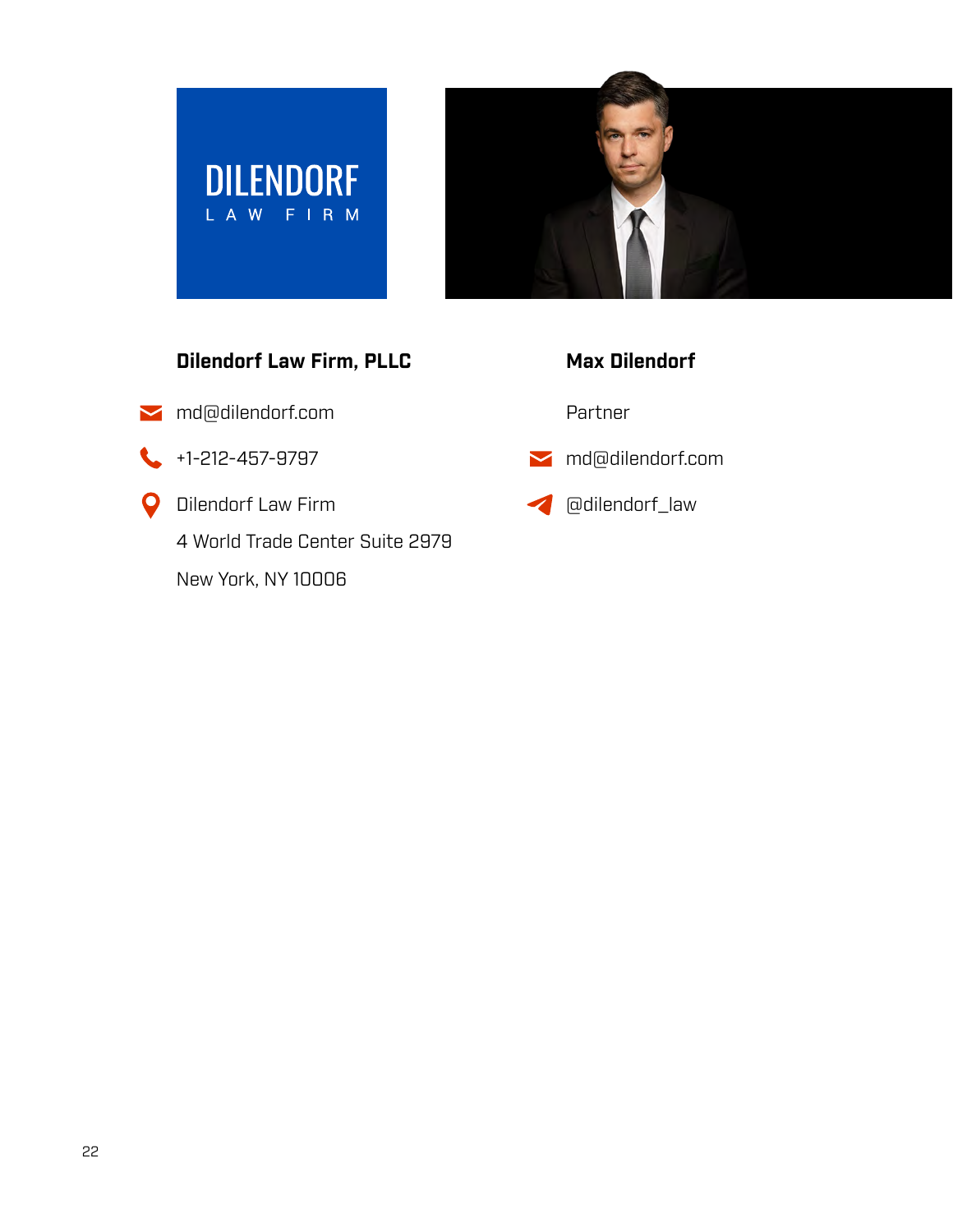DILENDORF

LAW FIRM

**Dilendorf Law Firm, PLLC**

md@dilendorf.com

+1-212-457-9797

Dilendorf Law Firm

4 World Trade Center Suite 2979

New York, NY 10006

**Max Dilendorf**

Partner

md@dilendorf.com

@dilendorf_law